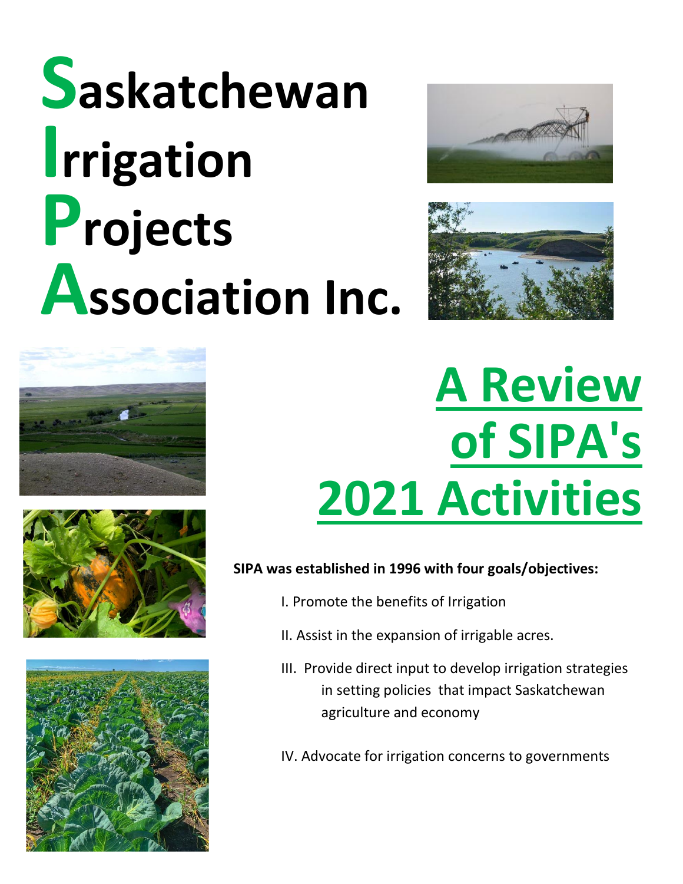# Saskatchewan Irrigation Projects Association Inc.

# A Review of SIPA's 2021 Activities

**SIPA was established in 1996 with four goals/objectives:**

I. Promote the benefits of Irrigation

II. Assist in the expansion of irrigable acres.

III. Provide direct input to develop irrigation strategies in setting policies that impact Saskatchewan agriculture and economy

IV. Advocate for irrigation concerns to governments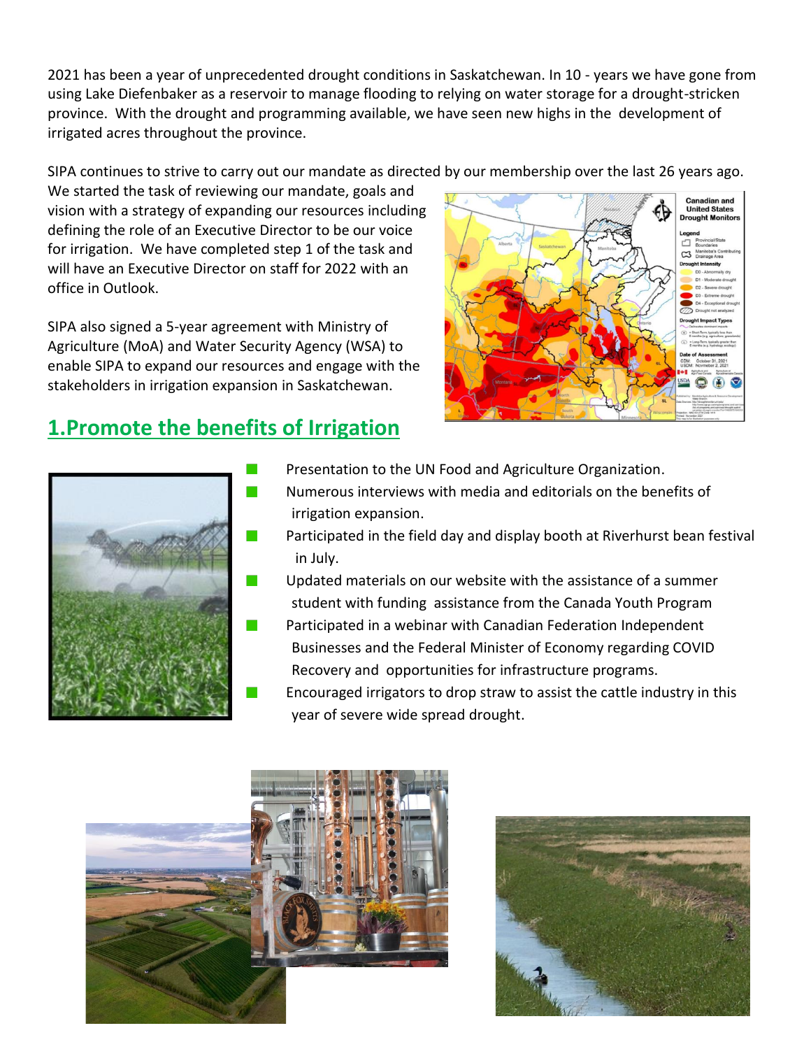2021 has been a year of unprecedented drought conditions in Saskatchewan. In 10 - years we have gone from using Lake Diefenbaker as a reservoir to manage flooding to relying on water storage for a drought-stricken province. With the drought and programming available, we have seen new highs in the development of irrigated acres throughout the province.

SIPA continues to strive to carry out our mandate as directed by our membership over the last 26 years ago. We started the task of reviewing our mandate, goals and vision with a strategy of expanding our resources including defining the role of an Executive Director to be our voice for irrigation. We have completed step 1 of the task and will have an Executive Director on staff for 2022 with an office in Outlook.

SIPA also signed a 5-year agreement with Ministry of Agriculture (MoA) and Water Security Agency (WSA) to enable SIPA to expand our resources and engage with the stakeholders in irrigation expansion in Saskatchewan.

## 1.Promote the benefits of Irrigation

- Presentation to the UN Food and Agriculture Organization.
- Numerous interviews with media and editorials on the benefits of irrigation expansion.
- Participated in the field day and display booth at Riverhurst bean festival in July.
- Updated materials on our website with the assistance of a summer student with funding assistance from the Canada Youth Program
- Participated in a webinar with Canadian Federation Independent Businesses and the Federal Minister of Economy regarding COVID Recovery and opportunities for infrastructure programs.
- Encouraged irrigators to drop straw to assist the cattle industry in this year of severe wide spread drought.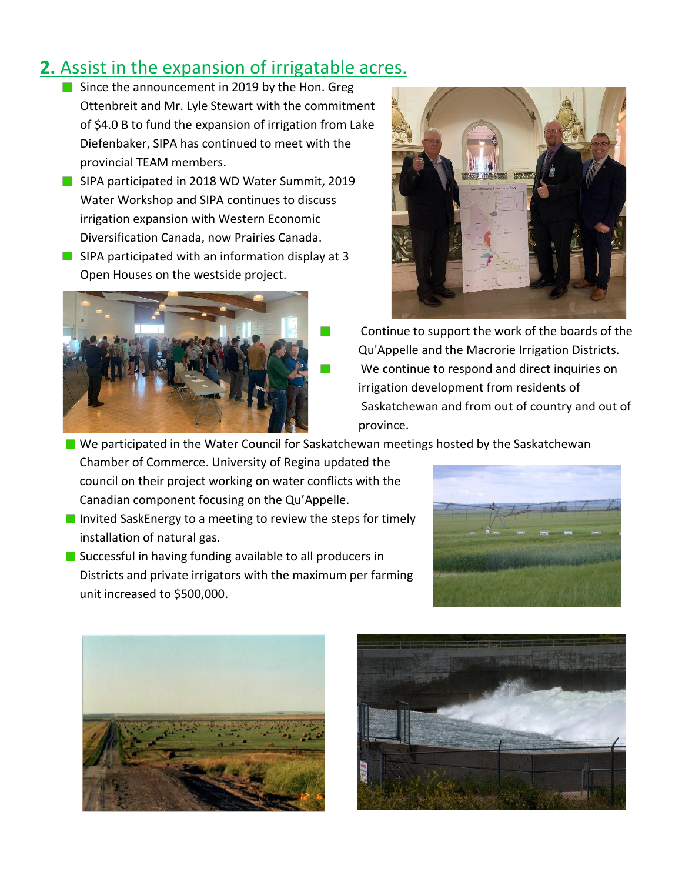## 2. Assist in the expansion of irrigatable acres.

- Since the announcement in 2019 by the Hon. Greg Ottenbreit and Mr. Lyle Stewart with the commitment of $4.0 B to fund the expansion of irrigation from Lake Diefenbaker, SIPA has continued to meet with the provincial TEAM members.
- SIPA participated in 2018 WD Water Summit, 2019 Water Workshop and SIPA continues to discuss irrigation expansion with Western Economic Diversification Canada, now Prairies Canada.
- SIPA participated with an information display at 3 Open Houses on the westside project.
- Continue to support the work of the boards of the Qu'Appelle and the Macrorie Irrigation Districts.
- We continue to respond and direct inquiries on irrigation development from residents of Saskatchewan and from out of country and out of province.
- We participated in the Water Council for Saskatchewan meetings hosted by the Saskatchewan Chamber of Commerce. University of Regina updated the council on their project working on water conflicts with the Canadian component focusing on the Qu'Appelle.
- Invited SaskEnergy to a meeting to review the steps for timely installation of natural gas.
- Successful in having funding available to all producers in Districts and private irrigators with the maximum per farming unit increased to $500,000.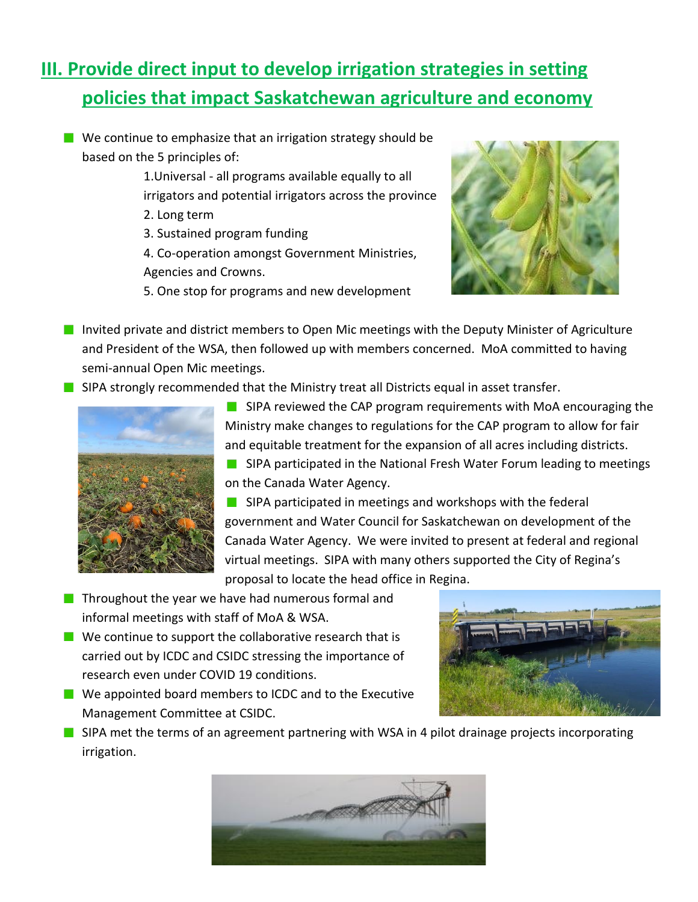## III. Provide direct input to develop irrigation strategies in setting policies that impact Saskatchewan agriculture and economy

- We continue to emphasize that an irrigation strategy should be based on the 5 principles of:
  1. Universal - all programs available equally to all irrigators and potential irrigators across the province
  2. Long term
  3. Sustained program funding
  4. Co-operation amongst Government Ministries, Agencies and Crowns.
  5. One stop for programs and new development
- Invited private and district members to Open Mic meetings with the Deputy Minister of Agriculture and President of the WSA, then followed up with members concerned. MoA committed to having semi-annual Open Mic meetings.
- SIPA strongly recommended that the Ministry treat all Districts equal in asset transfer.
- SIPA reviewed the CAP program requirements with MoA encouraging the Ministry make changes to regulations for the CAP program to allow for fair and equitable treatment for the expansion of all acres including districts.
- SIPA participated in the National Fresh Water Forum leading to meetings on the Canada Water Agency.
- SIPA participated in meetings and workshops with the federal government and Water Council for Saskatchewan on development of the Canada Water Agency. We were invited to present at federal and regional virtual meetings. SIPA with many others supported the City of Regina's proposal to locate the head office in Regina.
- Throughout the year we have had numerous formal and informal meetings with staff of MoA & WSA.
- We continue to support the collaborative research that is carried out by ICDC and CSIDC stressing the importance of research even under COVID 19 conditions.
- We appointed board members to ICDC and to the Executive Management Committee at CSIDC.
- SIPA met the terms of an agreement partnering with WSA in 4 pilot drainage projects incorporating irrigation.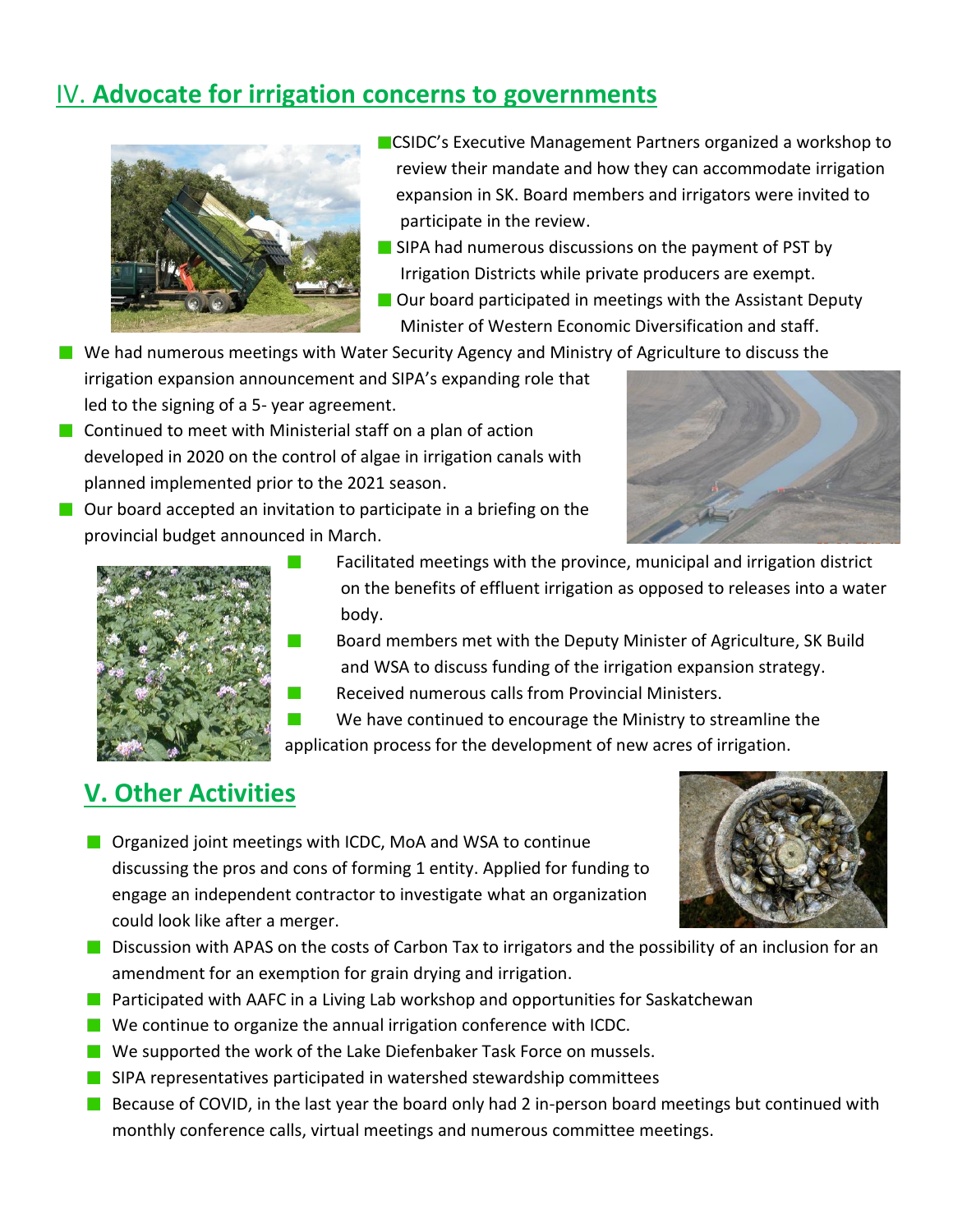## IV. Advocate for irrigation concerns to governments

- CSIDC's Executive Management Partners organized a workshop to review their mandate and how they can accommodate irrigation expansion in SK. Board members and irrigators were invited to participate in the review.
- SIPA had numerous discussions on the payment of PST by Irrigation Districts while private producers are exempt.
- Our board participated in meetings with the Assistant Deputy Minister of Western Economic Diversification and staff.
- We had numerous meetings with Water Security Agency and Ministry of Agriculture to discuss the irrigation expansion announcement and SIPA's expanding role that led to the signing of a 5- year agreement.
- Continued to meet with Ministerial staff on a plan of action developed in 2020 on the control of algae in irrigation canals with planned implemented prior to the 2021 season.
- Our board accepted an invitation to participate in a briefing on the provincial budget announced in March.
- Facilitated meetings with the province, municipal and irrigation district on the benefits of effluent irrigation as opposed to releases into a water body.
- Board members met with the Deputy Minister of Agriculture, SK Build and WSA to discuss funding of the irrigation expansion strategy.
- Received numerous calls from Provincial Ministers.
- We have continued to encourage the Ministry to streamline the application process for the development of new acres of irrigation.

## V. Other Activities

- Organized joint meetings with ICDC, MoA and WSA to continue discussing the pros and cons of forming 1 entity. Applied for funding to engage an independent contractor to investigate what an organization could look like after a merger.
- Discussion with APAS on the costs of Carbon Tax to irrigators and the possibility of an inclusion for an amendment for an exemption for grain drying and irrigation.
- Participated with AAFC in a Living Lab workshop and opportunities for Saskatchewan
- We continue to organize the annual irrigation conference with ICDC.
- We supported the work of the Lake Diefenbaker Task Force on mussels.
- SIPA representatives participated in watershed stewardship committees
- Because of COVID, in the last year the board only had 2 in-person board meetings but continued with monthly conference calls, virtual meetings and numerous committee meetings.